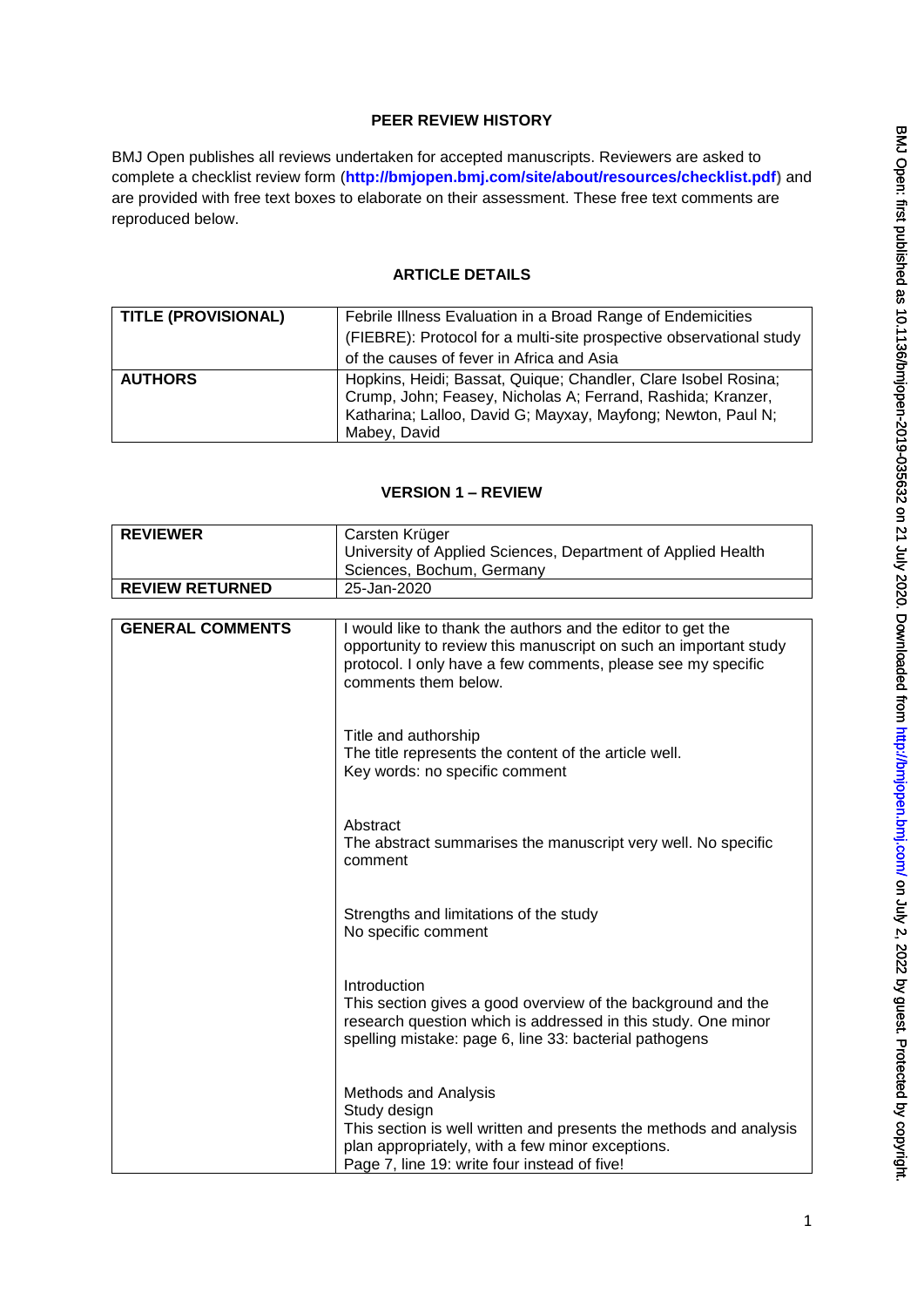## PEER REVIEW HISTORY

BMJ Open publishes all reviews undertaken for accepted manuscripts. Reviewers are asked to complete a checklist review form (**http://bmjopen.bmj.com/site/about/resources/checklist.pdf**) and are provided with free text boxes to elaborate on their assessment. These free text comments are reproduced below.

## ARTICLE DETAILS

| | |
|---|---|
| **TITLE (PROVISIONAL)** | Febrile Illness Evaluation in a Broad Range of Endemicities (FIEBRE): Protocol for a multi-site prospective observational study of the causes of fever in Africa and Asia |
| **AUTHORS** | Hopkins, Heidi; Bassat, Quique; Chandler, Clare Isobel Rosina; Crump, John; Feasey, Nicholas A; Ferrand, Rashida; Kranzer, Katharina; Lalloo, David G; Mayxay, Mayfong; Newton, Paul N; Mabey, David |

## VERSION 1 – REVIEW

| | |
|---|---|
| **REVIEWER** | Carsten Krüger<br>University of Applied Sciences, Department of Applied Health Sciences, Bochum, Germany |
| **REVIEW RETURNED** | 25-Jan-2020 |

| | |
|---|---|
| **GENERAL COMMENTS** | I would like to thank the authors and the editor to get the opportunity to review this manuscript on such an important study protocol. I only have a few comments, please see my specific comments them below.<br><br>Title and authorship<br>The title represents the content of the article well.<br>Key words: no specific comment<br><br>Abstract<br>The abstract summarises the manuscript very well. No specific comment<br><br>Strengths and limitations of the study<br>No specific comment<br><br>Introduction<br>This section gives a good overview of the background and the research question which is addressed in this study. One minor spelling mistake: page 6, line 33: bacterial pathogens<br><br>Methods and Analysis<br>Study design<br>This section is well written and presents the methods and analysis plan appropriately, with a few minor exceptions.<br>Page 7, line 19: write four instead of five! |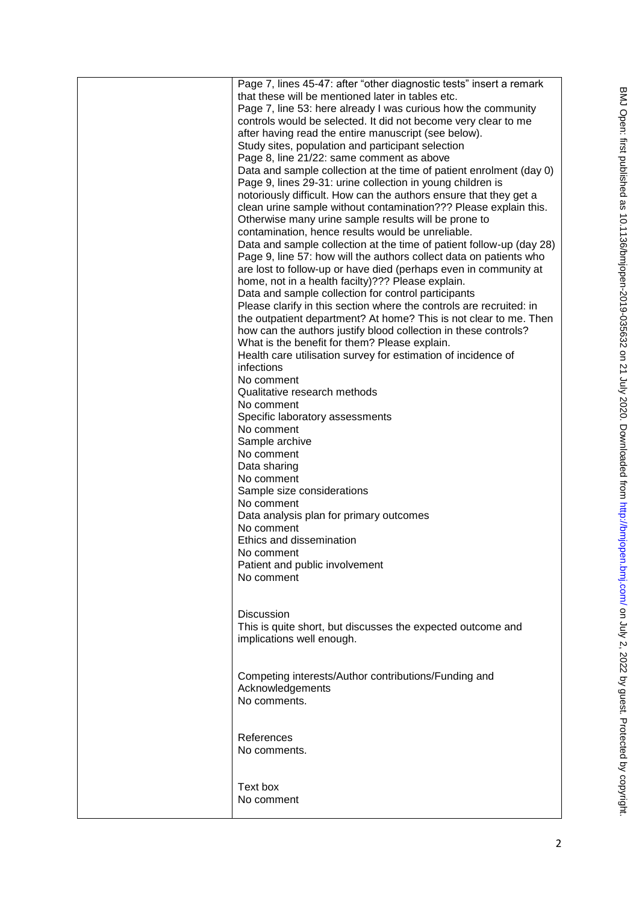| | |
|---|---|
| | Page 7, lines 45-47: after "other diagnostic tests" insert a remark that these will be mentioned later in tables etc.<br>Page 7, line 53: here already I was curious how the community controls would be selected. It did not become very clear to me after having read the entire manuscript (see below).<br>Study sites, population and participant selection<br>Page 8, line 21/22: same comment as above<br>Data and sample collection at the time of patient enrolment (day 0)<br>Page 9, lines 29-31: urine collection in young children is notoriously difficult. How can the authors ensure that they get a clean urine sample without contamination??? Please explain this. Otherwise many urine sample results will be prone to contamination, hence results would be unreliable.<br>Data and sample collection at the time of patient follow-up (day 28)<br>Page 9, line 57: how will the authors collect data on patients who are lost to follow-up or have died (perhaps even in community at home, not in a health facilty)??? Please explain.<br>Data and sample collection for control participants<br>Please clarify in this section where the controls are recruited: in the outpatient department? At home? This is not clear to me. Then how can the authors justify blood collection in these controls? What is the benefit for them? Please explain.<br>Health care utilisation survey for estimation of incidence of infections<br>No comment<br>Qualitative research methods<br>No comment<br>Specific laboratory assessments<br>No comment<br>Sample archive<br>No comment<br>Data sharing<br>No comment<br>Sample size considerations<br>No comment<br>Data analysis plan for primary outcomes<br>No comment<br>Ethics and dissemination<br>No comment<br>Patient and public involvement<br>No comment<br><br>Discussion<br>This is quite short, but discusses the expected outcome and implications well enough.<br><br>Competing interests/Author contributions/Funding and Acknowledgements<br>No comments.<br><br>References<br>No comments.<br><br>Text box<br>No comment |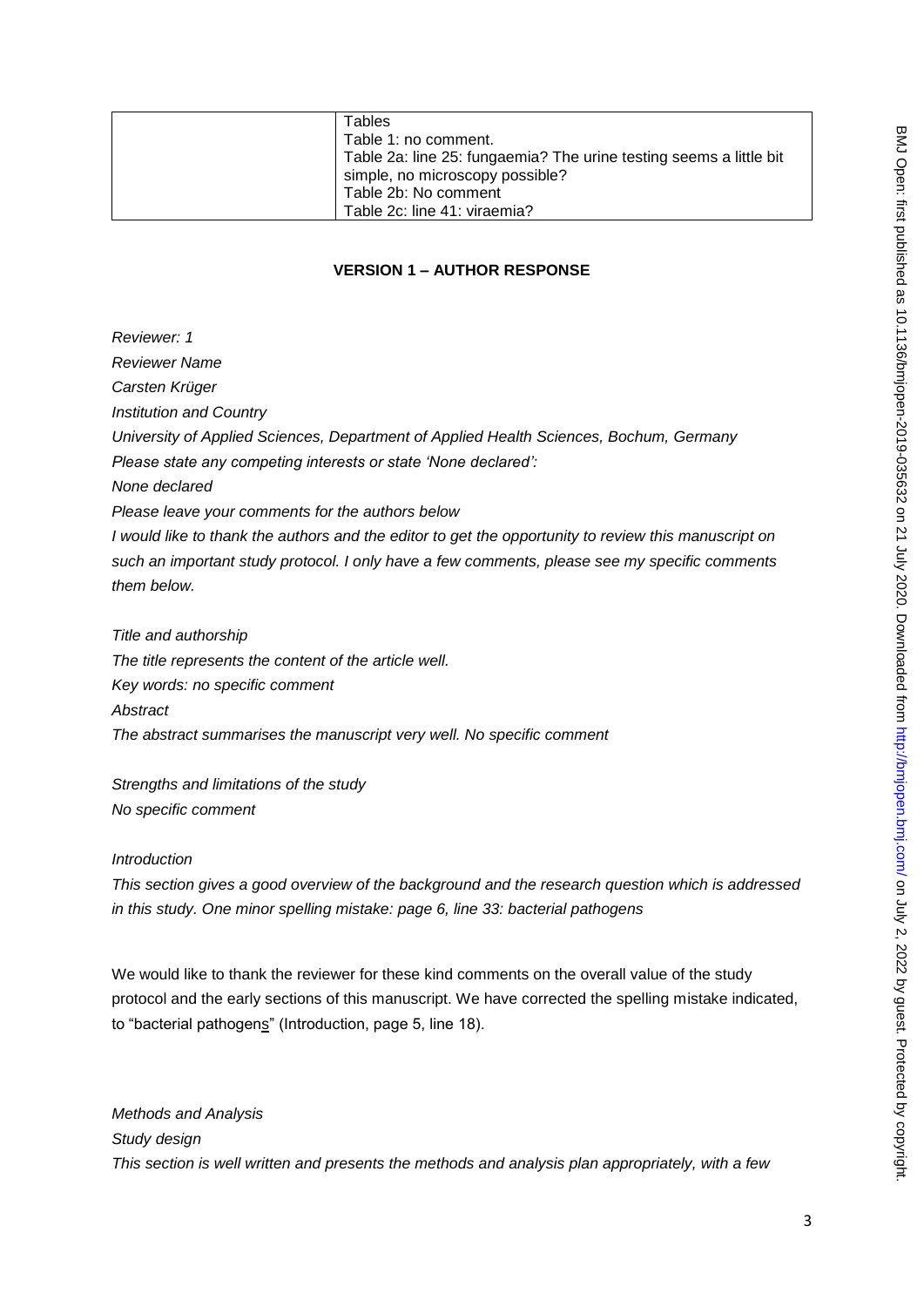| | |
|---|---|
| | Tables<br>Table 1: no comment.<br>Table 2a: line 25: fungaemia? The urine testing seems a little bit simple, no microscopy possible?<br>Table 2b: No comment<br>Table 2c: line 41: viraemia? |

### VERSION 1 – AUTHOR RESPONSE

*Reviewer: 1*

*Reviewer Name*

*Carsten Krüger*

*Institution and Country*

*University of Applied Sciences, Department of Applied Health Sciences, Bochum, Germany*

*Please state any competing interests or state 'None declared':*

*None declared*

*Please leave your comments for the authors below*

*I would like to thank the authors and the editor to get the opportunity to review this manuscript on such an important study protocol. I only have a few comments, please see my specific comments them below.*

*Title and authorship*

*The title represents the content of the article well.*

*Key words: no specific comment*

*Abstract*

*The abstract summarises the manuscript very well. No specific comment*

*Strengths and limitations of the study*

*No specific comment*

*Introduction*

*This section gives a good overview of the background and the research question which is addressed in this study. One minor spelling mistake: page 6, line 33: bacterial pathogens*

We would like to thank the reviewer for these kind comments on the overall value of the study protocol and the early sections of this manuscript. We have corrected the spelling mistake indicated, to "bacterial pathogens" (Introduction, page 5, line 18).

*Methods and Analysis*

*Study design*

*This section is well written and presents the methods and analysis plan appropriately, with a few*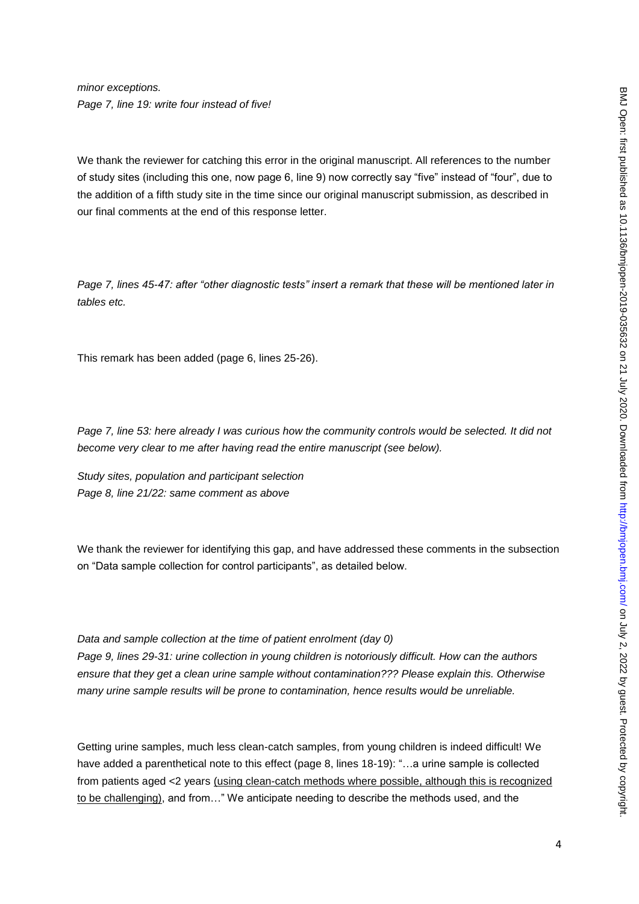*minor exceptions.*
*Page 7, line 19: write four instead of five!*

We thank the reviewer for catching this error in the original manuscript. All references to the number of study sites (including this one, now page 6, line 9) now correctly say "five" instead of "four", due to the addition of a fifth study site in the time since our original manuscript submission, as described in our final comments at the end of this response letter.

*Page 7, lines 45-47: after "other diagnostic tests" insert a remark that these will be mentioned later in tables etc.*

This remark has been added (page 6, lines 25-26).

*Page 7, line 53: here already I was curious how the community controls would be selected. It did not become very clear to me after having read the entire manuscript (see below).*

*Study sites, population and participant selection*
*Page 8, line 21/22: same comment as above*

We thank the reviewer for identifying this gap, and have addressed these comments in the subsection on "Data sample collection for control participants", as detailed below.

*Data and sample collection at the time of patient enrolment (day 0)*
*Page 9, lines 29-31: urine collection in young children is notoriously difficult. How can the authors ensure that they get a clean urine sample without contamination??? Please explain this. Otherwise many urine sample results will be prone to contamination, hence results would be unreliable.*

Getting urine samples, much less clean-catch samples, from young children is indeed difficult! We have added a parenthetical note to this effect (page 8, lines 18-19): "…a urine sample is collected from patients aged <2 years (using clean-catch methods where possible, although this is recognized to be challenging), and from…" We anticipate needing to describe the methods used, and the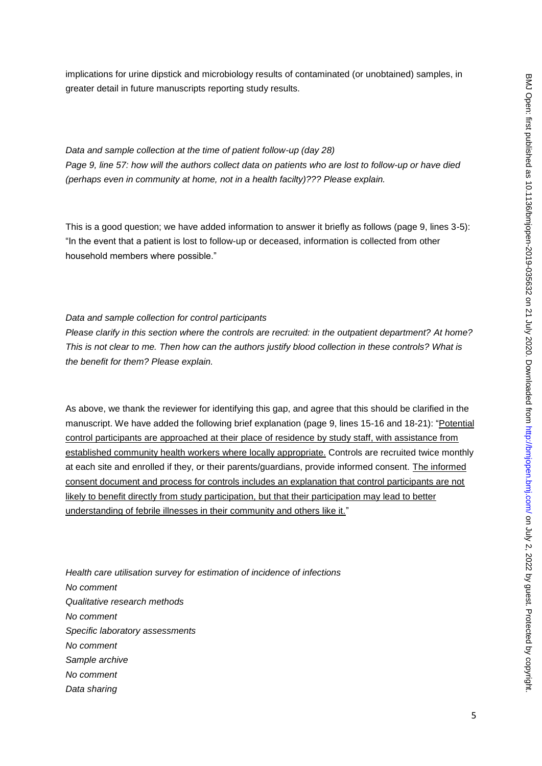implications for urine dipstick and microbiology results of contaminated (or unobtained) samples, in greater detail in future manuscripts reporting study results.

*Data and sample collection at the time of patient follow-up (day 28)*
*Page 9, line 57: how will the authors collect data on patients who are lost to follow-up or have died (perhaps even in community at home, not in a health facilty)??? Please explain.*

This is a good question; we have added information to answer it briefly as follows (page 9, lines 3-5): "In the event that a patient is lost to follow-up or deceased, information is collected from other household members where possible."

*Data and sample collection for control participants*
*Please clarify in this section where the controls are recruited: in the outpatient department? At home? This is not clear to me. Then how can the authors justify blood collection in these controls? What is the benefit for them? Please explain.*

As above, we thank the reviewer for identifying this gap, and agree that this should be clarified in the manuscript. We have added the following brief explanation (page 9, lines 15-16 and 18-21): "<u>Potential control participants are approached at their place of residence by study staff, with assistance from established community health workers where locally appropriate.</u> Controls are recruited twice monthly at each site and enrolled if they, or their parents/guardians, provide informed consent. <u>The informed consent document and process for controls includes an explanation that control participants are not likely to benefit directly from study participation, but that their participation may lead to better understanding of febrile illnesses in their community and others like it.</u>"

*Health care utilisation survey for estimation of incidence of infections*
*No comment*
*Qualitative research methods*
*No comment*
*Specific laboratory assessments*
*No comment*
*Sample archive*
*No comment*
*Data sharing*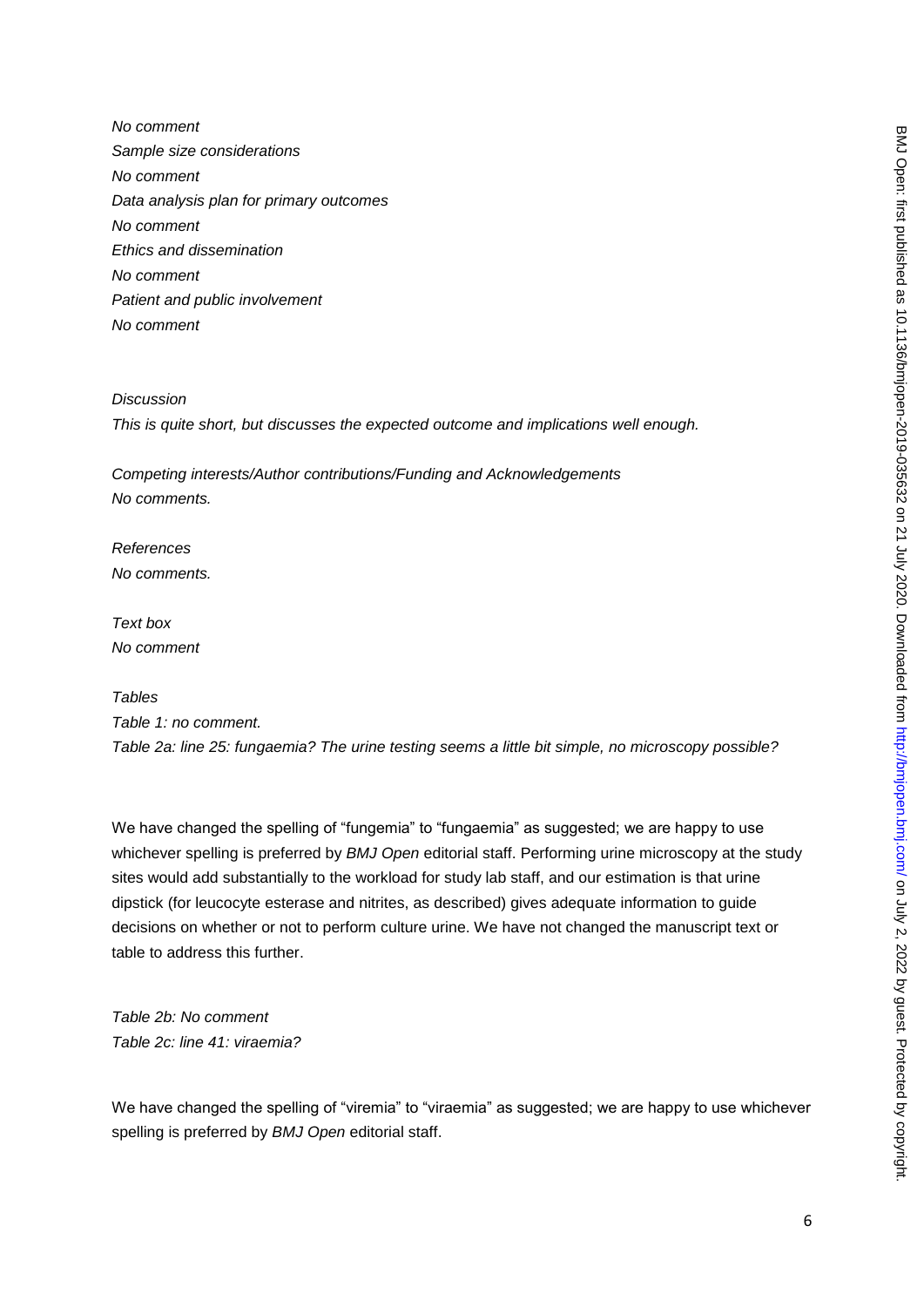*No comment*

*Sample size considerations*

*No comment*

*Data analysis plan for primary outcomes*

*No comment*

*Ethics and dissemination*

*No comment*

*Patient and public involvement*

*No comment*

*Discussion*

*This is quite short, but discusses the expected outcome and implications well enough.*

*Competing interests/Author contributions/Funding and Acknowledgements*

*No comments.*

*References*

*No comments.*

*Text box*

*No comment*

*Tables*

*Table 1: no comment.*

*Table 2a: line 25: fungaemia? The urine testing seems a little bit simple, no microscopy possible?*

We have changed the spelling of "fungemia" to "fungaemia" as suggested; we are happy to use whichever spelling is preferred by *BMJ Open* editorial staff. Performing urine microscopy at the study sites would add substantially to the workload for study lab staff, and our estimation is that urine dipstick (for leucocyte esterase and nitrites, as described) gives adequate information to guide decisions on whether or not to perform culture urine. We have not changed the manuscript text or table to address this further.

*Table 2b: No comment*

*Table 2c: line 41: viraemia?*

We have changed the spelling of "viremia" to "viraemia" as suggested; we are happy to use whichever spelling is preferred by *BMJ Open* editorial staff.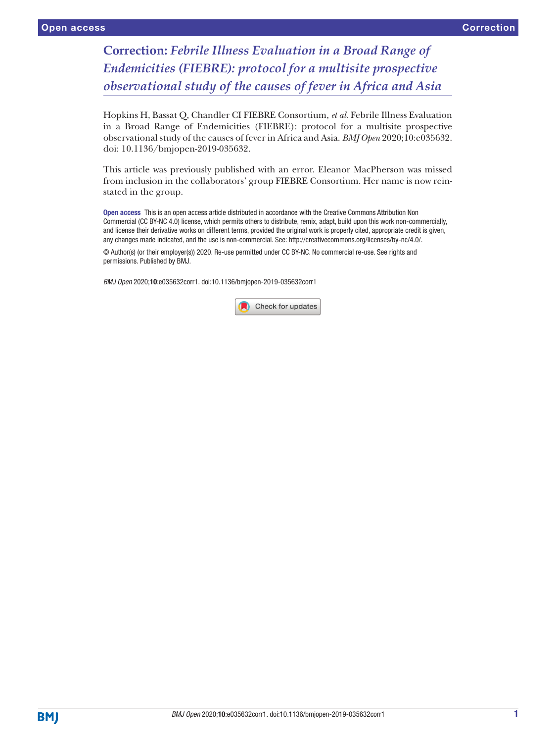# Correction: *Febrile Illness Evaluation in a Broad Range of Endemicities (FIEBRE): protocol for a multisite prospective observational study of the causes of fever in Africa and Asia*

Hopkins H, Bassat Q, Chandler CI FIEBRE Consortium, *et al*. Febrile Illness Evaluation in a Broad Range of Endemicities (FIEBRE): protocol for a multisite prospective observational study of the causes of fever in Africa and Asia. *BMJ Open* 2020;10:e035632. doi: 10.1136/bmjopen-2019-035632.

This article was previously published with an error. Eleanor MacPherson was missed from inclusion in the collaborators' group FIEBRE Consortium. Her name is now reinstated in the group.

**Open access** This is an open access article distributed in accordance with the Creative Commons Attribution Non Commercial (CC BY-NC 4.0) license, which permits others to distribute, remix, adapt, build upon this work non-commercially, and license their derivative works on different terms, provided the original work is properly cited, appropriate credit is given, any changes made indicated, and the use is non-commercial. See: http://creativecommons.org/licenses/by-nc/4.0/.

© Author(s) (or their employer(s)) 2020. Re-use permitted under CC BY-NC. No commercial re-use. See rights and permissions. Published by BMJ.

*BMJ Open* 2020;**10**:e035632corr1. doi:10.1136/bmjopen-2019-035632corr1